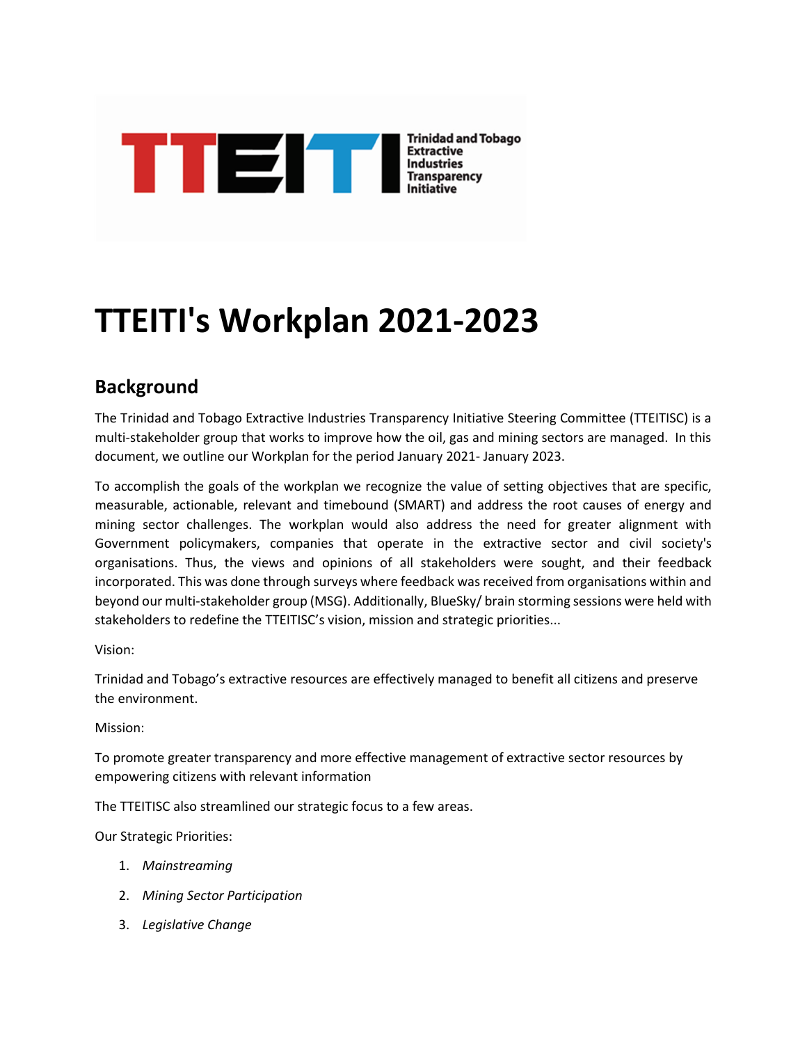# TTEITI's Workplan 2021-2023

## Background

The Trinidad and Tobago Extractive Industries Transparency Initiative Steering Committee (TTEITISC) is a multi-stakeholder group that works to improve how the oil, gas and mining sectors are managed. In this document, we outline our Workplan for the period January 2021- January 2023.

To accomplish the goals of the workplan we recognize the value of setting objectives that are specific, measurable, actionable, relevant and timebound (SMART) and address the root causes of energy and mining sector challenges. The workplan would also address the need for greater alignment with Government policymakers, companies that operate in the extractive sector and civil society's organisations. Thus, the views and opinions of all stakeholders were sought, and their feedback incorporated. This was done through surveys where feedback was received from organisations within and beyond our multi-stakeholder group (MSG). Additionally, BlueSky/ brain storming sessions were held with stakeholders to redefine the TTEITISC's vision, mission and strategic priorities...

Vision:

Trinidad and Tobago's extractive resources are effectively managed to benefit all citizens and preserve the environment.

Mission:

To promote greater transparency and more effective management of extractive sector resources by empowering citizens with relevant information

The TTEITISC also streamlined our strategic focus to a few areas.

Our Strategic Priorities:

1. *Mainstreaming*
2. *Mining Sector Participation*
3. *Legislative Change*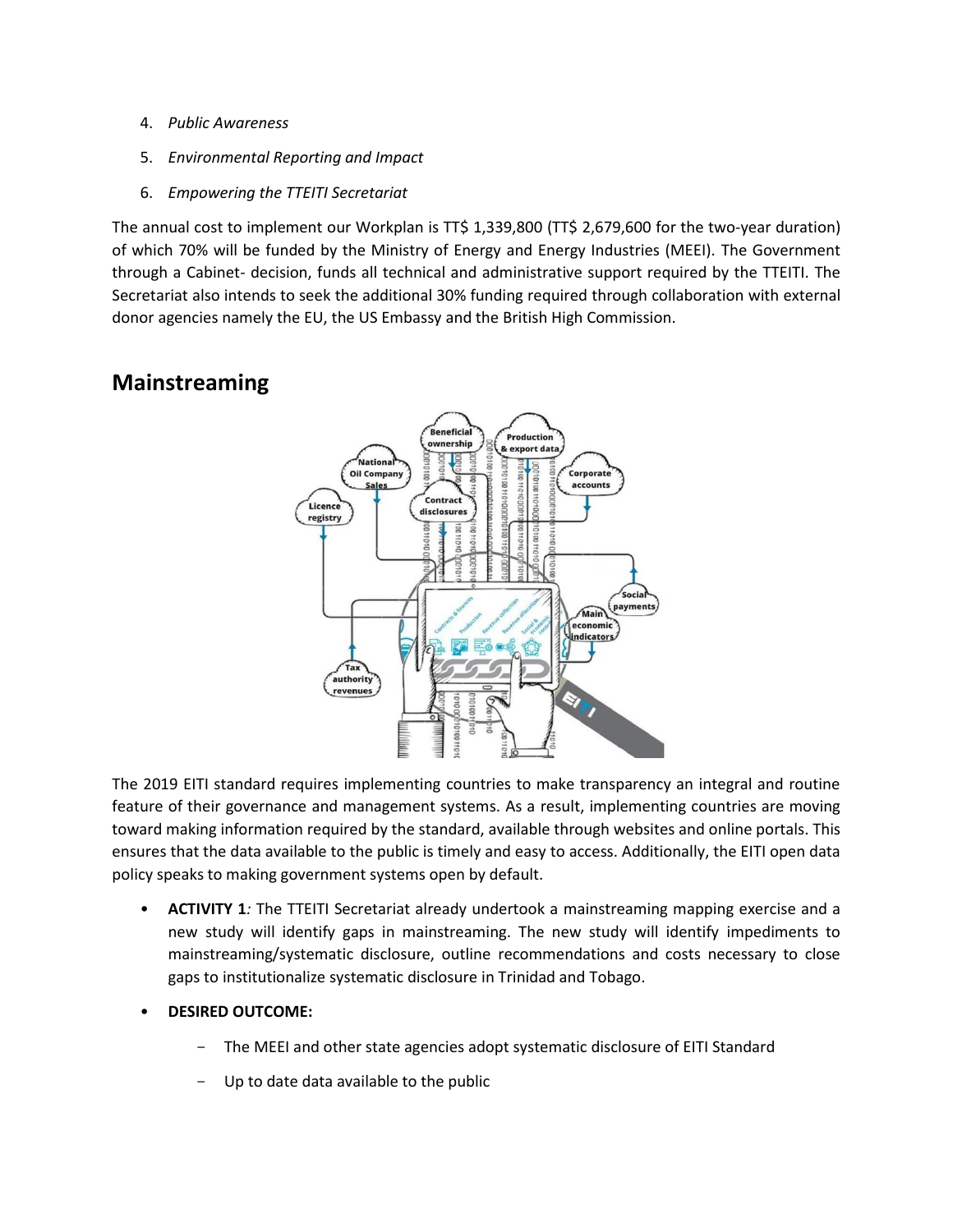4. *Public Awareness*
5. *Environmental Reporting and Impact*
6. *Empowering the TTEITI Secretariat*

The annual cost to implement our Workplan is TT$ 1,339,800 (TT$ 2,679,600 for the two-year duration) of which 70% will be funded by the Ministry of Energy and Energy Industries (MEEI). The Government through a Cabinet- decision, funds all technical and administrative support required by the TTEITI. The Secretariat also intends to seek the additional 30% funding required through collaboration with external donor agencies namely the EU, the US Embassy and the British High Commission.

## Mainstreaming

The 2019 EITI standard requires implementing countries to make transparency an integral and routine feature of their governance and management systems. As a result, implementing countries are moving toward making information required by the standard, available through websites and online portals. This ensures that the data available to the public is timely and easy to access. Additionally, the EITI open data policy speaks to making government systems open by default.

- **ACTIVITY 1***:* The TTEITI Secretariat already undertook a mainstreaming mapping exercise and a new study will identify gaps in mainstreaming. The new study will identify impediments to mainstreaming/systematic disclosure, outline recommendations and costs necessary to close gaps to institutionalize systematic disclosure in Trinidad and Tobago.
- **DESIRED OUTCOME:**
  - The MEEI and other state agencies adopt systematic disclosure of EITI Standard
  - Up to date data available to the public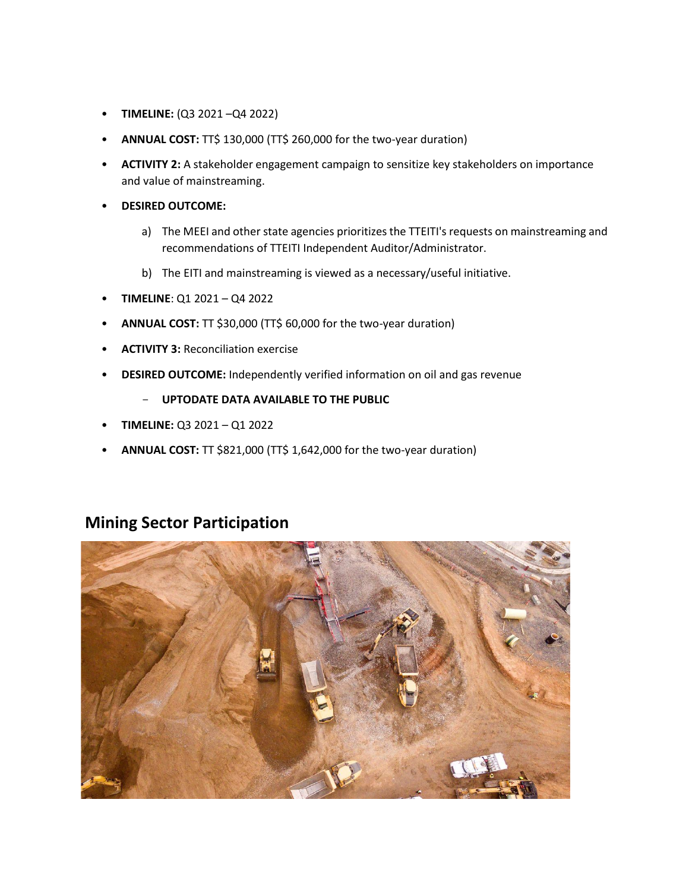- **TIMELINE:** (Q3 2021 –Q4 2022)
- **ANNUAL COST:** TT$ 130,000 (TT$ 260,000 for the two-year duration)
- **ACTIVITY 2:** A stakeholder engagement campaign to sensitize key stakeholders on importance and value of mainstreaming.
- **DESIRED OUTCOME:**
  a) The MEEI and other state agencies prioritizes the TTEITI's requests on mainstreaming and recommendations of TTEITI Independent Auditor/Administrator.
  b) The EITI and mainstreaming is viewed as a necessary/useful initiative.
- **TIMELINE**: Q1 2021 – Q4 2022
- **ANNUAL COST:** TT $30,000 (TT$ 60,000 for the two-year duration)
- **ACTIVITY 3:** Reconciliation exercise
- **DESIRED OUTCOME:** Independently verified information on oil and gas revenue
  - **UPTODATE DATA AVAILABLE TO THE PUBLIC**
- **TIMELINE:** Q3 2021 – Q1 2022
- **ANNUAL COST:** TT $821,000 (TT$ 1,642,000 for the two-year duration)

## Mining Sector Participation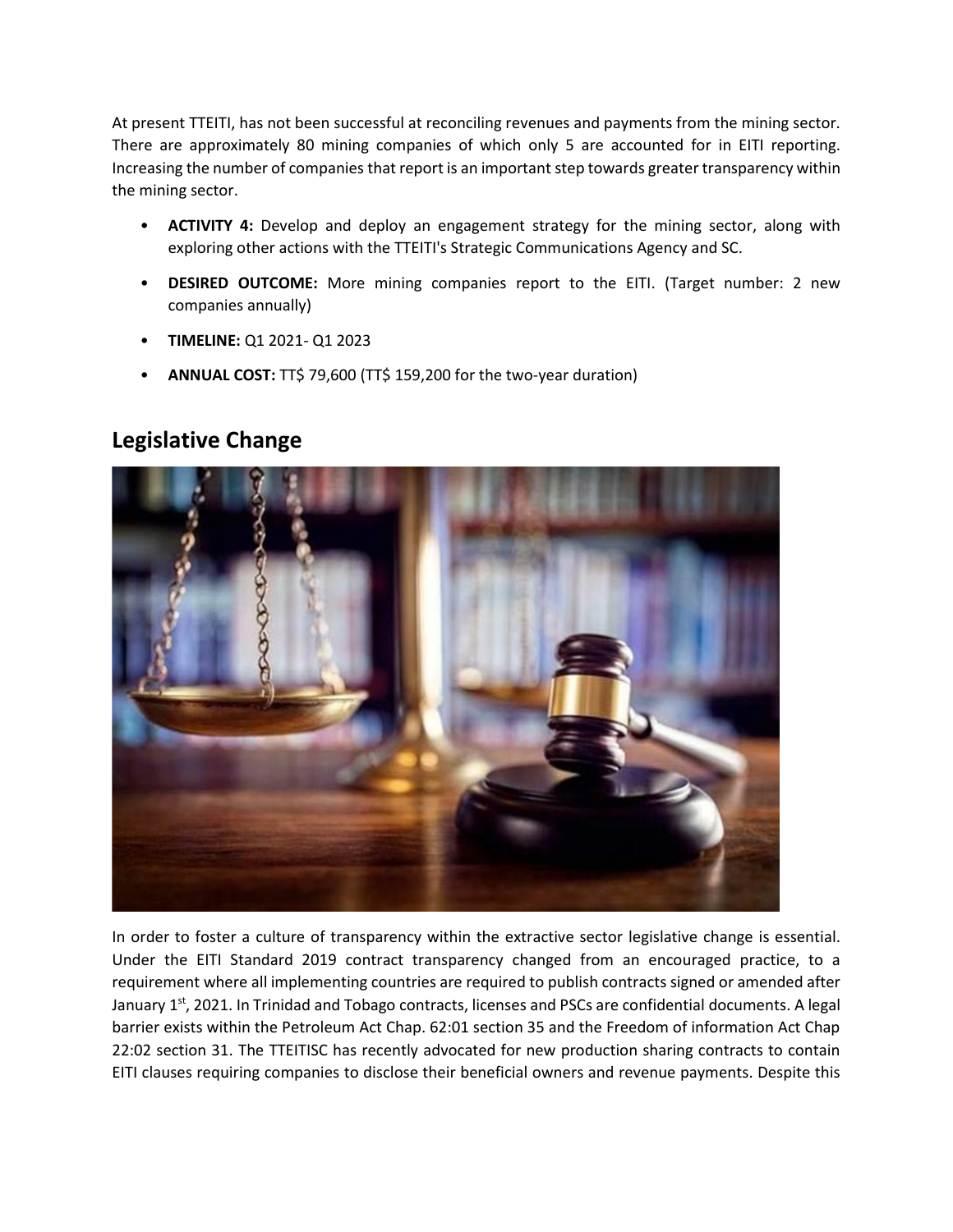At present TTEITI, has not been successful at reconciling revenues and payments from the mining sector. There are approximately 80 mining companies of which only 5 are accounted for in EITI reporting. Increasing the number of companies that report is an important step towards greater transparency within the mining sector.

- **ACTIVITY 4:** Develop and deploy an engagement strategy for the mining sector, along with exploring other actions with the TTEITI's Strategic Communications Agency and SC.
- **DESIRED OUTCOME:** More mining companies report to the EITI. (Target number: 2 new companies annually)
- **TIMELINE:** Q1 2021- Q1 2023
- **ANNUAL COST:** TT$ 79,600 (TT$ 159,200 for the two-year duration)

## Legislative Change

In order to foster a culture of transparency within the extractive sector legislative change is essential. Under the EITI Standard 2019 contract transparency changed from an encouraged practice, to a requirement where all implementing countries are required to publish contracts signed or amended after January 1st, 2021. In Trinidad and Tobago contracts, licenses and PSCs are confidential documents. A legal barrier exists within the Petroleum Act Chap. 62:01 section 35 and the Freedom of information Act Chap 22:02 section 31. The TTEITISC has recently advocated for new production sharing contracts to contain EITI clauses requiring companies to disclose their beneficial owners and revenue payments. Despite this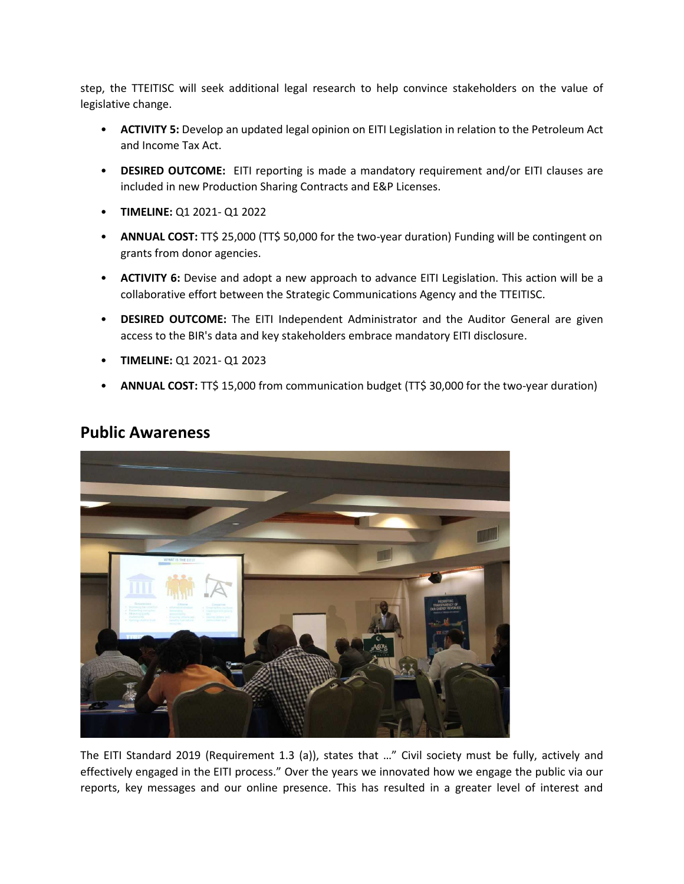step, the TTEITISC will seek additional legal research to help convince stakeholders on the value of legislative change.

- **ACTIVITY 5:** Develop an updated legal opinion on EITI Legislation in relation to the Petroleum Act and Income Tax Act.
- **DESIRED OUTCOME:** EITI reporting is made a mandatory requirement and/or EITI clauses are included in new Production Sharing Contracts and E&P Licenses.
- **TIMELINE:** Q1 2021- Q1 2022
- **ANNUAL COST:** TT$ 25,000 (TT$ 50,000 for the two-year duration) Funding will be contingent on grants from donor agencies.
- **ACTIVITY 6:** Devise and adopt a new approach to advance EITI Legislation. This action will be a collaborative effort between the Strategic Communications Agency and the TTEITISC.
- **DESIRED OUTCOME:** The EITI Independent Administrator and the Auditor General are given access to the BIR's data and key stakeholders embrace mandatory EITI disclosure.
- **TIMELINE:** Q1 2021- Q1 2023
- **ANNUAL COST:** TT$ 15,000 from communication budget (TT$ 30,000 for the two-year duration)

## Public Awareness

The EITI Standard 2019 (Requirement 1.3 (a)), states that …" Civil society must be fully, actively and effectively engaged in the EITI process." Over the years we innovated how we engage the public via our reports, key messages and our online presence. This has resulted in a greater level of interest and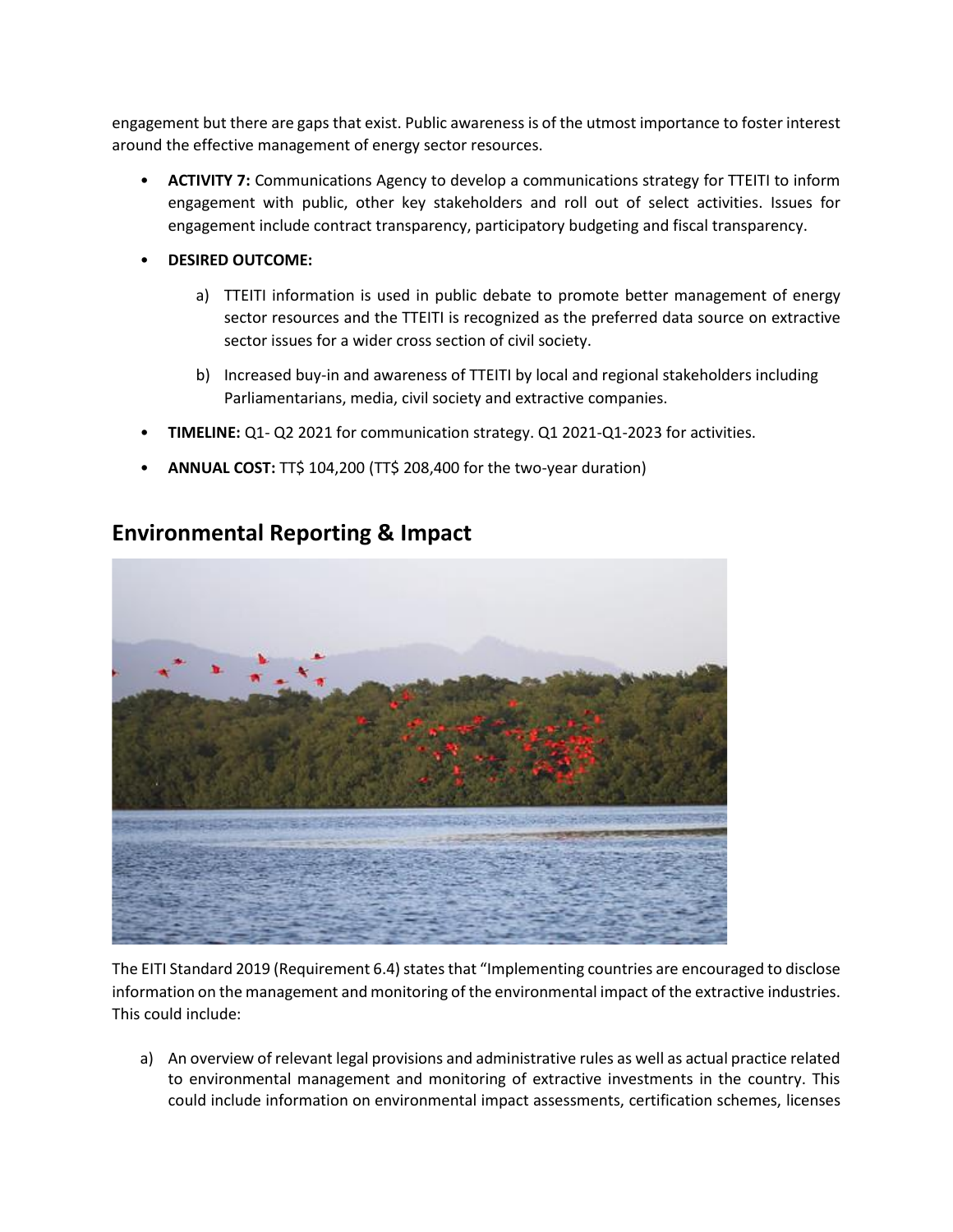engagement but there are gaps that exist. Public awareness is of the utmost importance to foster interest around the effective management of energy sector resources.

- **ACTIVITY 7:** Communications Agency to develop a communications strategy for TTEITI to inform engagement with public, other key stakeholders and roll out of select activities. Issues for engagement include contract transparency, participatory budgeting and fiscal transparency.
- **DESIRED OUTCOME:**
  - a) TTEITI information is used in public debate to promote better management of energy sector resources and the TTEITI is recognized as the preferred data source on extractive sector issues for a wider cross section of civil society.
  - b) Increased buy-in and awareness of TTEITI by local and regional stakeholders including Parliamentarians, media, civil society and extractive companies.
- **TIMELINE:** Q1- Q2 2021 for communication strategy. Q1 2021-Q1-2023 for activities.
- **ANNUAL COST:** TT$ 104,200 (TT$ 208,400 for the two-year duration)

## Environmental Reporting & Impact

The EITI Standard 2019 (Requirement 6.4) states that "Implementing countries are encouraged to disclose information on the management and monitoring of the environmental impact of the extractive industries. This could include:

a) An overview of relevant legal provisions and administrative rules as well as actual practice related to environmental management and monitoring of extractive investments in the country. This could include information on environmental impact assessments, certification schemes, licenses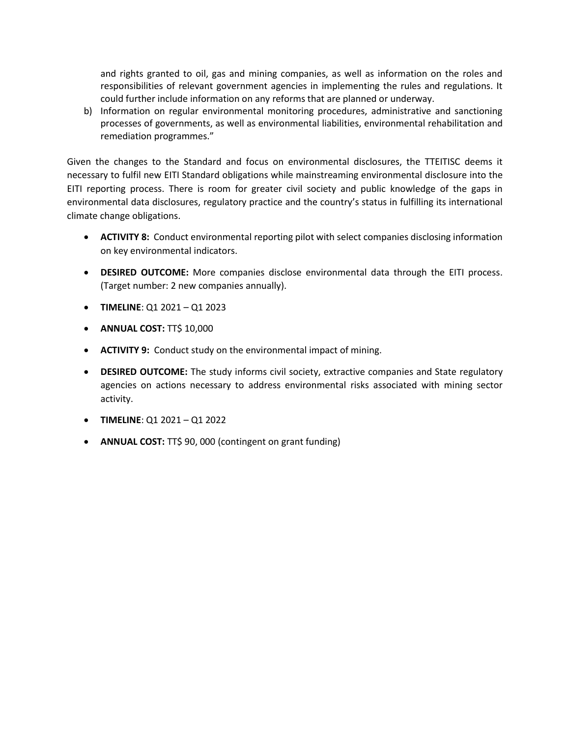and rights granted to oil, gas and mining companies, as well as information on the roles and responsibilities of relevant government agencies in implementing the rules and regulations. It could further include information on any reforms that are planned or underway.

b) Information on regular environmental monitoring procedures, administrative and sanctioning processes of governments, as well as environmental liabilities, environmental rehabilitation and remediation programmes."

Given the changes to the Standard and focus on environmental disclosures, the TTEITISC deems it necessary to fulfil new EITI Standard obligations while mainstreaming environmental disclosure into the EITI reporting process. There is room for greater civil society and public knowledge of the gaps in environmental data disclosures, regulatory practice and the country's status in fulfilling its international climate change obligations.

- **ACTIVITY 8:** Conduct environmental reporting pilot with select companies disclosing information on key environmental indicators.
- **DESIRED OUTCOME:** More companies disclose environmental data through the EITI process. (Target number: 2 new companies annually).
- **TIMELINE**: Q1 2021 – Q1 2023
- **ANNUAL COST:** TT$ 10,000
- **ACTIVITY 9:** Conduct study on the environmental impact of mining.
- **DESIRED OUTCOME:** The study informs civil society, extractive companies and State regulatory agencies on actions necessary to address environmental risks associated with mining sector activity.
- **TIMELINE**: Q1 2021 – Q1 2022
- **ANNUAL COST:** TT$ 90, 000 (contingent on grant funding)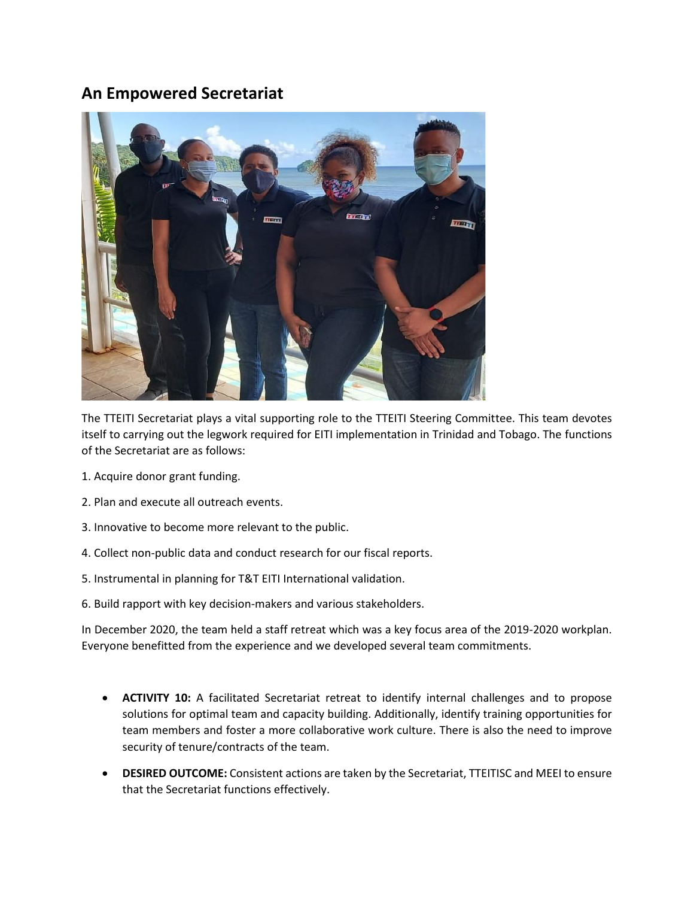## An Empowered Secretariat

The TTEITI Secretariat plays a vital supporting role to the TTEITI Steering Committee. This team devotes itself to carrying out the legwork required for EITI implementation in Trinidad and Tobago. The functions of the Secretariat are as follows:

1. Acquire donor grant funding.

2. Plan and execute all outreach events.

3. Innovative to become more relevant to the public.

4. Collect non-public data and conduct research for our fiscal reports.

5. Instrumental in planning for T&T EITI International validation.

6. Build rapport with key decision-makers and various stakeholders.

In December 2020, the team held a staff retreat which was a key focus area of the 2019-2020 workplan. Everyone benefitted from the experience and we developed several team commitments.

- **ACTIVITY 10:** A facilitated Secretariat retreat to identify internal challenges and to propose solutions for optimal team and capacity building. Additionally, identify training opportunities for team members and foster a more collaborative work culture. There is also the need to improve security of tenure/contracts of the team.
- **DESIRED OUTCOME:** Consistent actions are taken by the Secretariat, TTEITISC and MEEI to ensure that the Secretariat functions effectively.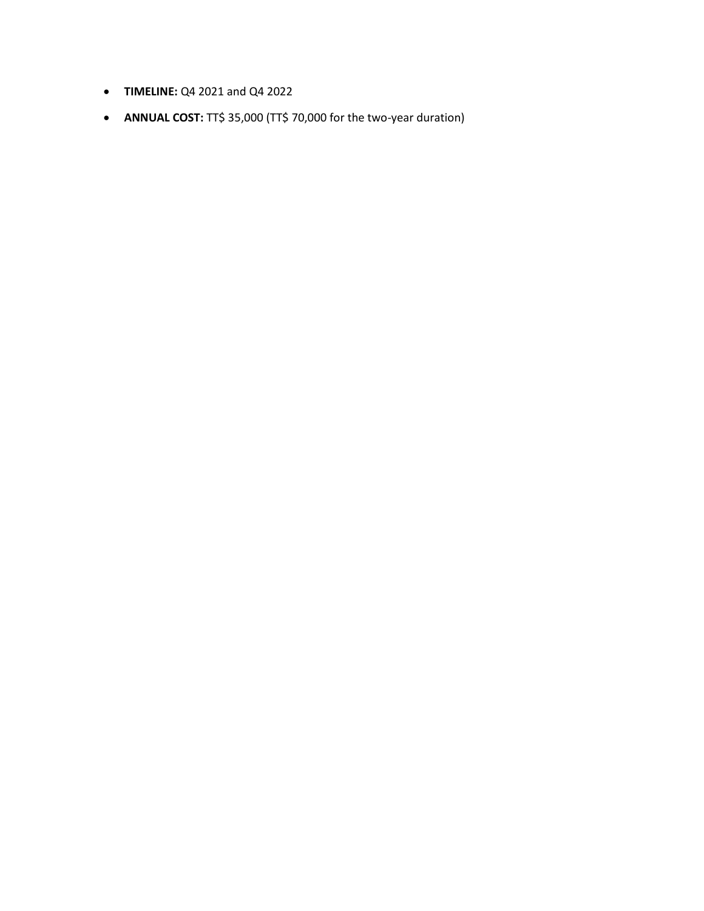- **TIMELINE:** Q4 2021 and Q4 2022
- **ANNUAL COST:** TT$ 35,000 (TT$ 70,000 for the two-year duration)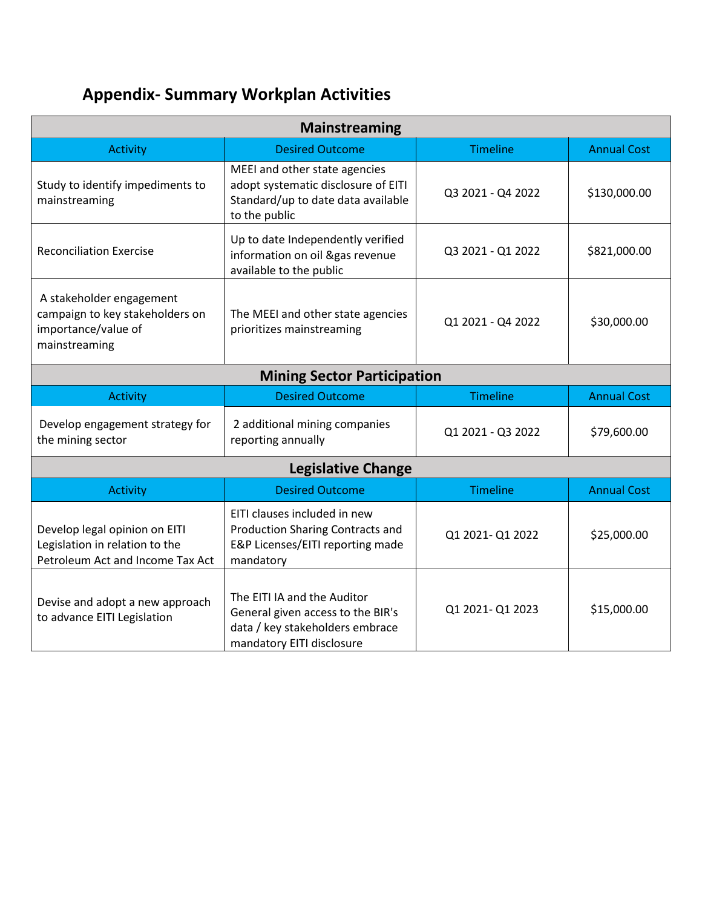# Appendix- Summary Workplan Activities

| Mainstreaming | | | |
|---|---|---|---|
| Activity | Desired Outcome | Timeline | Annual Cost |
| Study to identify impediments to mainstreaming | MEEI and other state agencies adopt systematic disclosure of EITI Standard/up to date data available to the public | Q3 2021 - Q4 2022 | $130,000.00 |
| Reconciliation Exercise | Up to date Independently verified information on oil &gas revenue available to the public | Q3 2021 - Q1 2022 | $821,000.00 |
| A stakeholder engagement campaign to key stakeholders on importance/value of mainstreaming | The MEEI and other state agencies prioritizes mainstreaming | Q1 2021 - Q4 2022 | $30,000.00 |
| **Mining Sector Participation** | | | |
| Activity | Desired Outcome | Timeline | Annual Cost |
| Develop engagement strategy for the mining sector | 2 additional mining companies reporting annually | Q1 2021 - Q3 2022 | $79,600.00 |
| **Legislative Change** | | | |
| Activity | Desired Outcome | Timeline | Annual Cost |
| Develop legal opinion on EITI Legislation in relation to the Petroleum Act and Income Tax Act | EITI clauses included in new Production Sharing Contracts and E&P Licenses/EITI reporting made mandatory | Q1 2021- Q1 2022 | $25,000.00 |
| Devise and adopt a new approach to advance EITI Legislation | The EITI IA and the Auditor General given access to the BIR's data / key stakeholders embrace mandatory EITI disclosure | Q1 2021- Q1 2023 | $15,000.00 |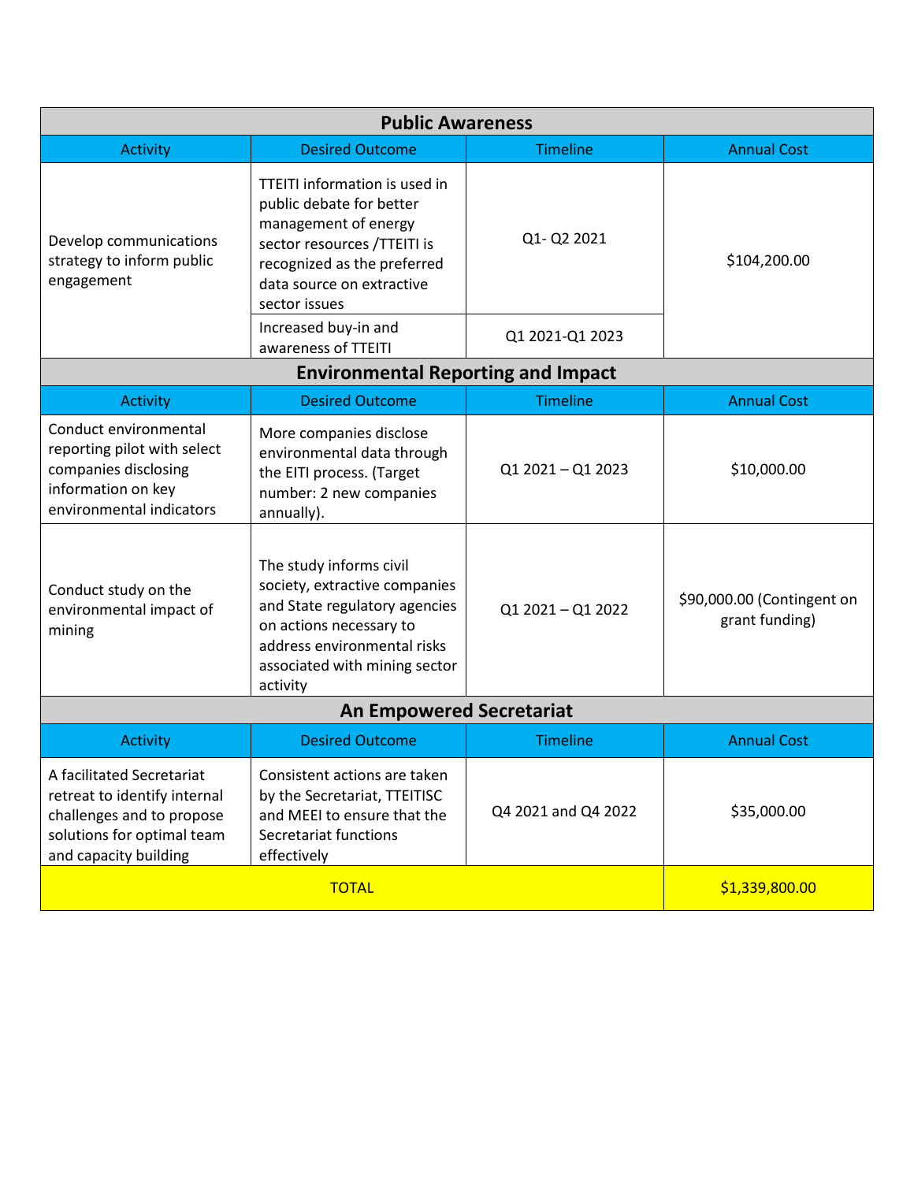| Public Awareness | | | |
|---|---|---|---|
| Activity | Desired Outcome | Timeline | Annual Cost |
| Develop communications strategy to inform public engagement | TTEITI information is used in public debate for better management of energy sector resources /TTEITI is recognized as the preferred data source on extractive sector issues | Q1- Q2 2021 | $104,200.00 |
| | Increased buy-in and awareness of TTEITI | Q1 2021-Q1 2023 | |
| **Environmental Reporting and Impact** | | | |
| Activity | Desired Outcome | Timeline | Annual Cost |
| Conduct environmental reporting pilot with select companies disclosing information on key environmental indicators | More companies disclose environmental data through the EITI process. (Target number: 2 new companies annually). | Q1 2021 – Q1 2023 | $10,000.00 |
| Conduct study on the environmental impact of mining | The study informs civil society, extractive companies and State regulatory agencies on actions necessary to address environmental risks associated with mining sector activity | Q1 2021 – Q1 2022 | $90,000.00 (Contingent on grant funding) |
| **An Empowered Secretariat** | | | |
| Activity | Desired Outcome | Timeline | Annual Cost |
| A facilitated Secretariat retreat to identify internal challenges and to propose solutions for optimal team and capacity building | Consistent actions are taken by the Secretariat, TTEITISC and MEEI to ensure that the Secretariat functions effectively | Q4 2021 and Q4 2022 | $35,000.00 |
| TOTAL | | | $1,339,800.00 |